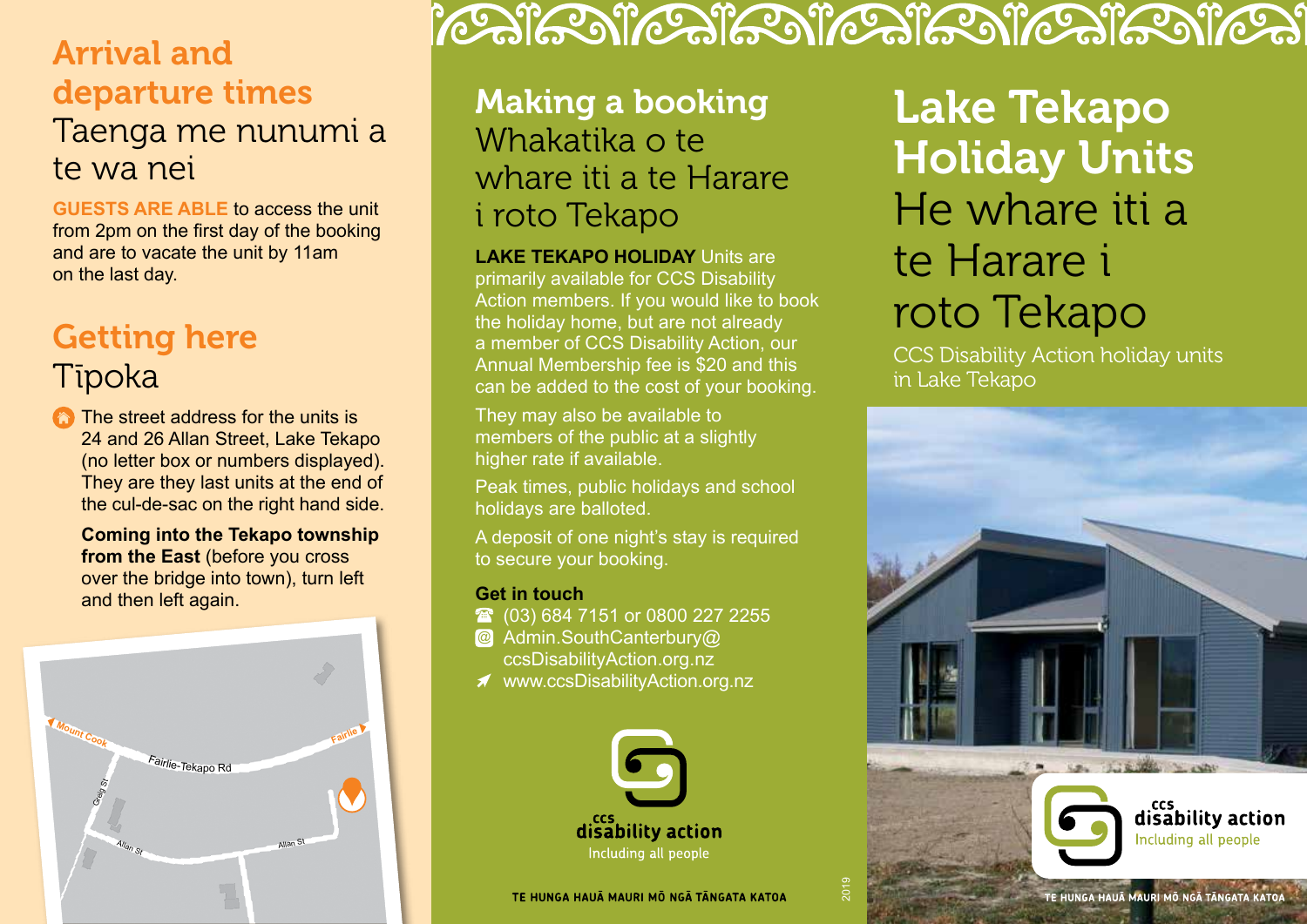## Arrival and departure times
Taenga me nunumi a te wa nei

**GUESTS ARE ABLE** to access the unit from 2pm on the first day of the booking and are to vacate the unit by 11am on the last day.

## Getting here
Tīpoka

The street address for the units is 24 and 26 Allan Street, Lake Tekapo (no letter box or numbers displayed). They are they last units at the end of the cul-de-sac on the right hand side.

**Coming into the Tekapo township from the East** (before you cross over the bridge into town), turn left and then left again.

Mount Cook
Fairlie
Fairlie-Tekapo Rd
Greig St
Allan St
Allan St

## Making a booking
Whakatika o te whare iti a te Harare i roto Tekapo

**LAKE TEKAPO HOLIDAY** Units are primarily available for CCS Disability Action members. If you would like to book the holiday home, but are not already a member of CCS Disability Action, our Annual Membership fee is $20 and this can be added to the cost of your booking.

They may also be available to members of the public at a slightly higher rate if available.

Peak times, public holidays and school holidays are balloted.

A deposit of one night's stay is required to secure your booking.

**Get in touch**

- (03) 684 7151 or 0800 227 2255
- Admin.SouthCanterbury@ccsDisabilityAction.org.nz
- www.ccsDisabilityAction.org.nz

ccs disability action
Including all people

TE HUNGA HAUĀ MAURI MŌ NGĀ TĀNGATA KATOA

2019

# Lake Tekapo Holiday Units
He whare iti a te Harare i roto Tekapo

CCS Disability Action holiday units in Lake Tekapo

ccs disability action
Including all people

TE HUNGA HAUĀ MAURI MŌ NGĀ TĀNGATA KATOA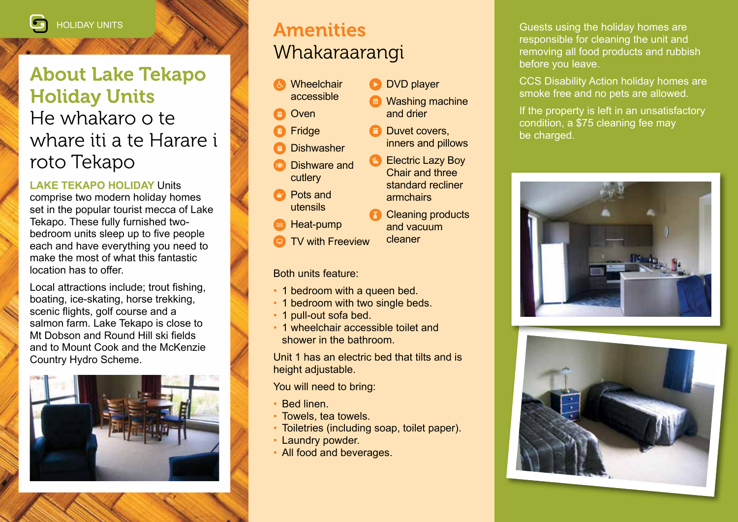HOLIDAY UNITS

## About Lake Tekapo Holiday Units

## He whakaro o te whare iti a te Harare i roto Tekapo

**LAKE TEKAPO HOLIDAY** Units comprise two modern holiday homes set in the popular tourist mecca of Lake Tekapo. These fully furnished two-bedroom units sleep up to five people each and have everything you need to make the most of what this fantastic location has to offer.

Local attractions include; trout fishing, boating, ice-skating, horse trekking, scenic flights, golf course and a salmon farm. Lake Tekapo is close to Mt Dobson and Round Hill ski fields and to Mount Cook and the McKenzie Country Hydro Scheme.

## Amenities

## Whakaraarangi

- Wheelchair accessible
- Oven
- Fridge
- Dishwasher
- Dishware and cutlery
- Pots and utensils
- Heat-pump
- TV with Freeview
- DVD player
- Washing machine and drier
- Duvet covers, inners and pillows
- Electric Lazy Boy Chair and three standard recliner armchairs
- Cleaning products and vacuum cleaner

Both units feature:

- 1 bedroom with a queen bed.
- 1 bedroom with two single beds.
- 1 pull-out sofa bed.
- 1 wheelchair accessible toilet and shower in the bathroom.

Unit 1 has an electric bed that tilts and is height adjustable.

You will need to bring:

- Bed linen.
- Towels, tea towels.
- Toiletries (including soap, toilet paper).
- Laundry powder.
- All food and beverages.

Guests using the holiday homes are responsible for cleaning the unit and removing all food products and rubbish before you leave.

CCS Disability Action holiday homes are smoke free and no pets are allowed.

If the property is left in an unsatisfactory condition, a $75 cleaning fee may be charged.